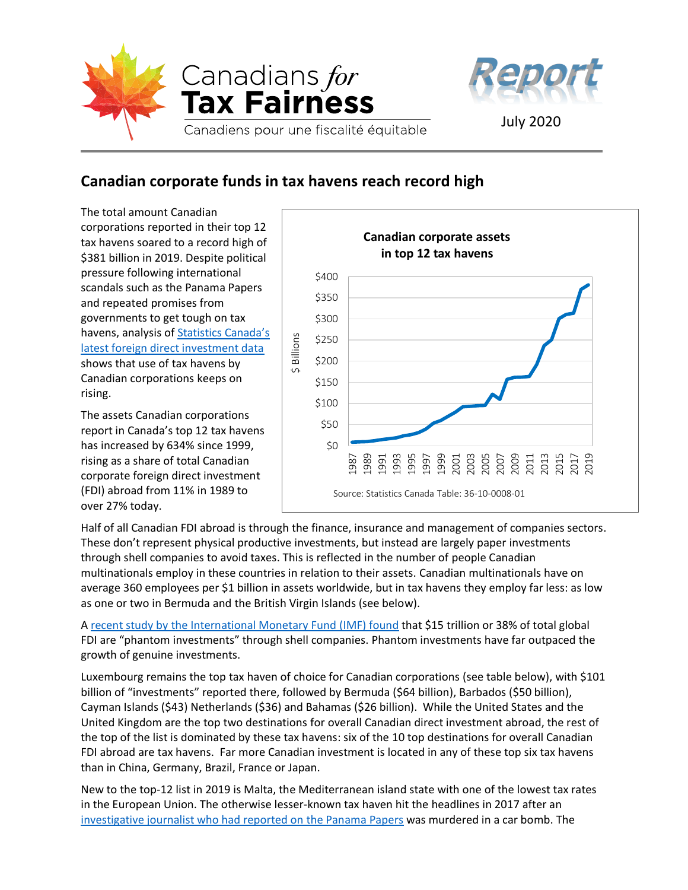Canadians *for* **Tax Fairness**

Canadiens pour une fiscalité équitable

**Report**

July 2020

## Canadian corporate funds in tax havens reach record high

The total amount Canadian corporations reported in their top 12 tax havens soared to a record high of $381 billion in 2019. Despite political pressure following international scandals such as the Panama Papers and repeated promises from governments to get tough on tax havens, analysis of [Statistics Canada's latest foreign direct investment data](#) shows that use of tax havens by Canadian corporations keeps on rising.

The assets Canadian corporations report in Canada's top 12 tax havens has increased by 634% since 1999, rising as a share of total Canadian corporate foreign direct investment (FDI) abroad from 11% in 1989 to over 27% today.

**Canadian corporate assets in top 12 tax havens**

Source: Statistics Canada Table: 36-10-0008-01

Half of all Canadian FDI abroad is through the finance, insurance and management of companies sectors. These don't represent physical productive investments, but instead are largely paper investments through shell companies to avoid taxes. This is reflected in the number of people Canadian multinationals employ in these countries in relation to their assets. Canadian multinationals have on average 360 employees per $1 billion in assets worldwide, but in tax havens they employ far less: as low as one or two in Bermuda and the British Virgin Islands (see below).

A [recent study by the International Monetary Fund (IMF) found](#) that $15 trillion or 38% of total global FDI are "phantom investments" through shell companies. Phantom investments have far outpaced the growth of genuine investments.

Luxembourg remains the top tax haven of choice for Canadian corporations (see table below), with $101 billion of "investments" reported there, followed by Bermuda ($64 billion), Barbados ($50 billion), Cayman Islands ($43) Netherlands ($36) and Bahamas ($26 billion). While the United States and the United Kingdom are the top two destinations for overall Canadian direct investment abroad, the rest of the top of the list is dominated by these tax havens: six of the 10 top destinations for overall Canadian FDI abroad are tax havens. Far more Canadian investment is located in any of these top six tax havens than in China, Germany, Brazil, France or Japan.

New to the top-12 list in 2019 is Malta, the Mediterranean island state with one of the lowest tax rates in the European Union. The otherwise lesser-known tax haven hit the headlines in 2017 after an [investigative journalist who had reported on the Panama Papers](#) was murdered in a car bomb. The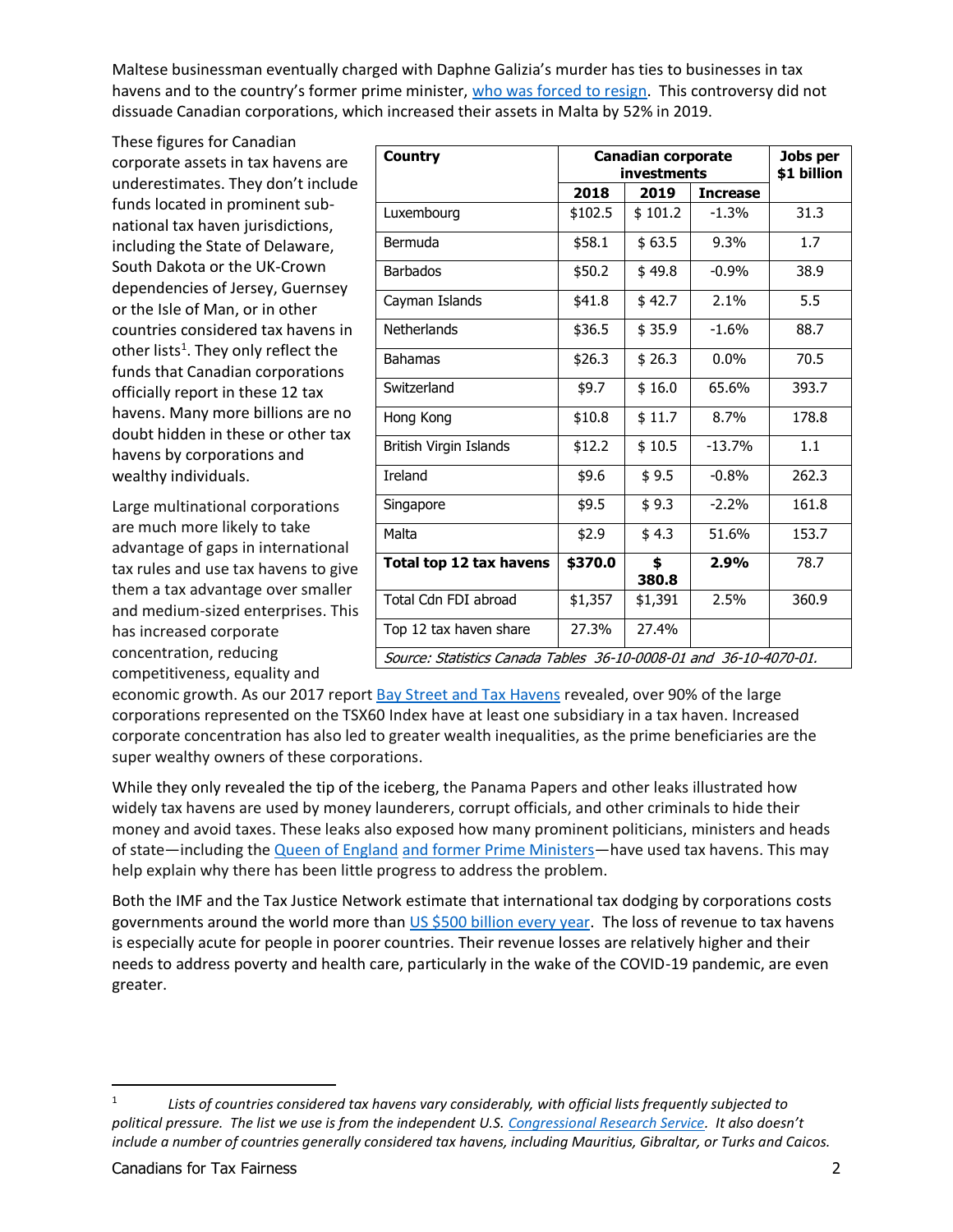Maltese businessman eventually charged with Daphne Galizia's murder has ties to businesses in tax havens and to the country's former prime minister, who was forced to resign. This controversy did not dissuade Canadian corporations, which increased their assets in Malta by 52% in 2019.

These figures for Canadian corporate assets in tax havens are underestimates. They don't include funds located in prominent sub-national tax haven jurisdictions, including the State of Delaware, South Dakota or the UK-Crown dependencies of Jersey, Guernsey or the Isle of Man, or in other countries considered tax havens in other lists[1]. They only reflect the funds that Canadian corporations officially report in these 12 tax havens. Many more billions are no doubt hidden in these or other tax havens by corporations and wealthy individuals.

| Country | Canadian corporate investments | | | Jobs per $1 billion |
|---|---|---|---|---|
| | 2018 | 2019 | Increase | |
| Luxembourg | $102.5 | $ 101.2 | -1.3% | 31.3 |
| Bermuda | $58.1 | $ 63.5 | 9.3% | 1.7 |
| Barbados | $50.2 | $ 49.8 | -0.9% | 38.9 |
| Cayman Islands | $41.8 | $ 42.7 | 2.1% | 5.5 |
| Netherlands | $36.5 | $ 35.9 | -1.6% | 88.7 |
| Bahamas | $26.3 | $ 26.3 | 0.0% | 70.5 |
| Switzerland | $9.7 | $ 16.0 | 65.6% | 393.7 |
| Hong Kong | $10.8 | $ 11.7 | 8.7% | 178.8 |
| British Virgin Islands | $12.2 | $ 10.5 | -13.7% | 1.1 |
| Ireland | $9.6 | $ 9.5 | -0.8% | 262.3 |
| Singapore | $9.5 | $ 9.3 | -2.2% | 161.8 |
| Malta | $2.9 | $ 4.3 | 51.6% | 153.7 |
| **Total top 12 tax havens** | **$370.0** | **$ 380.8** | **2.9%** | 78.7 |
| Total Cdn FDI abroad | $1,357 | $1,391 | 2.5% | 360.9 |
| Top 12 tax haven share | 27.3% | 27.4% | | |

*Source: Statistics Canada Tables 36-10-0008-01 and 36-10-4070-01.*

Large multinational corporations are much more likely to take advantage of gaps in international tax rules and use tax havens to give them a tax advantage over smaller and medium-sized enterprises. This has increased corporate concentration, reducing competitiveness, equality and economic growth. As our 2017 report Bay Street and Tax Havens revealed, over 90% of the large corporations represented on the TSX60 Index have at least one subsidiary in a tax haven. Increased corporate concentration has also led to greater wealth inequalities, as the prime beneficiaries are the super wealthy owners of these corporations.

While they only revealed the tip of the iceberg, the Panama Papers and other leaks illustrated how widely tax havens are used by money launderers, corrupt officials, and other criminals to hide their money and avoid taxes. These leaks also exposed how many prominent politicians, ministers and heads of state—including the Queen of England and former Prime Ministers—have used tax havens. This may help explain why there has been little progress to address the problem.

Both the IMF and the Tax Justice Network estimate that international tax dodging by corporations costs governments around the world more than US $500 billion every year. The loss of revenue to tax havens is especially acute for people in poorer countries. Their revenue losses are relatively higher and their needs to address poverty and health care, particularly in the wake of the COVID-19 pandemic, are even greater.

[1] *Lists of countries considered tax havens vary considerably, with official lists frequently subjected to political pressure. The list we use is from the independent U.S. Congressional Research Service. It also doesn't include a number of countries generally considered tax havens, including Mauritius, Gibraltar, or Turks and Caicos.*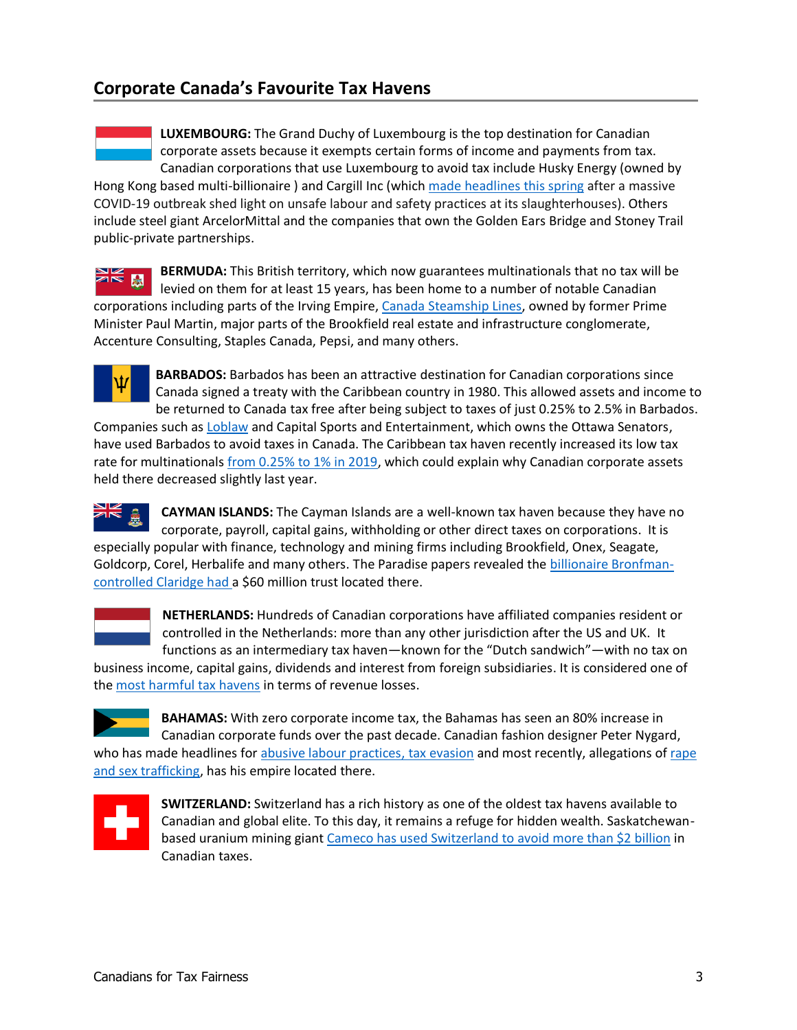## Corporate Canada's Favourite Tax Havens

**LUXEMBOURG:** The Grand Duchy of Luxembourg is the top destination for Canadian corporate assets because it exempts certain forms of income and payments from tax. Canadian corporations that use Luxembourg to avoid tax include Husky Energy (owned by Hong Kong based multi-billionaire ) and Cargill Inc (which made headlines this spring after a massive COVID-19 outbreak shed light on unsafe labour and safety practices at its slaughterhouses). Others include steel giant ArcelorMittal and the companies that own the Golden Ears Bridge and Stoney Trail public-private partnerships.

**BERMUDA:** This British territory, which now guarantees multinationals that no tax will be levied on them for at least 15 years, has been home to a number of notable Canadian corporations including parts of the Irving Empire, Canada Steamship Lines, owned by former Prime Minister Paul Martin, major parts of the Brookfield real estate and infrastructure conglomerate, Accenture Consulting, Staples Canada, Pepsi, and many others.

**BARBADOS:** Barbados has been an attractive destination for Canadian corporations since Canada signed a treaty with the Caribbean country in 1980. This allowed assets and income to be returned to Canada tax free after being subject to taxes of just 0.25% to 2.5% in Barbados. Companies such as Loblaw and Capital Sports and Entertainment, which owns the Ottawa Senators, have used Barbados to avoid taxes in Canada. The Caribbean tax haven recently increased its low tax rate for multinationals from 0.25% to 1% in 2019, which could explain why Canadian corporate assets held there decreased slightly last year.

**CAYMAN ISLANDS:** The Cayman Islands are a well-known tax haven because they have no corporate, payroll, capital gains, withholding or other direct taxes on corporations. It is especially popular with finance, technology and mining firms including Brookfield, Onex, Seagate, Goldcorp, Corel, Herbalife and many others. The Paradise papers revealed the billionaire Bronfman-controlled Claridge had a $60 million trust located there.

**NETHERLANDS:** Hundreds of Canadian corporations have affiliated companies resident or controlled in the Netherlands: more than any other jurisdiction after the US and UK. It functions as an intermediary tax haven—known for the "Dutch sandwich"—with no tax on business income, capital gains, dividends and interest from foreign subsidiaries. It is considered one of the most harmful tax havens in terms of revenue losses.

**BAHAMAS:** With zero corporate income tax, the Bahamas has seen an 80% increase in Canadian corporate funds over the past decade. Canadian fashion designer Peter Nygard, who has made headlines for abusive labour practices, tax evasion and most recently, allegations of rape and sex trafficking, has his empire located there.

**SWITZERLAND:** Switzerland has a rich history as one of the oldest tax havens available to Canadian and global elite. To this day, it remains a refuge for hidden wealth. Saskatchewan-based uranium mining giant Cameco has used Switzerland to avoid more than $2 billion in Canadian taxes.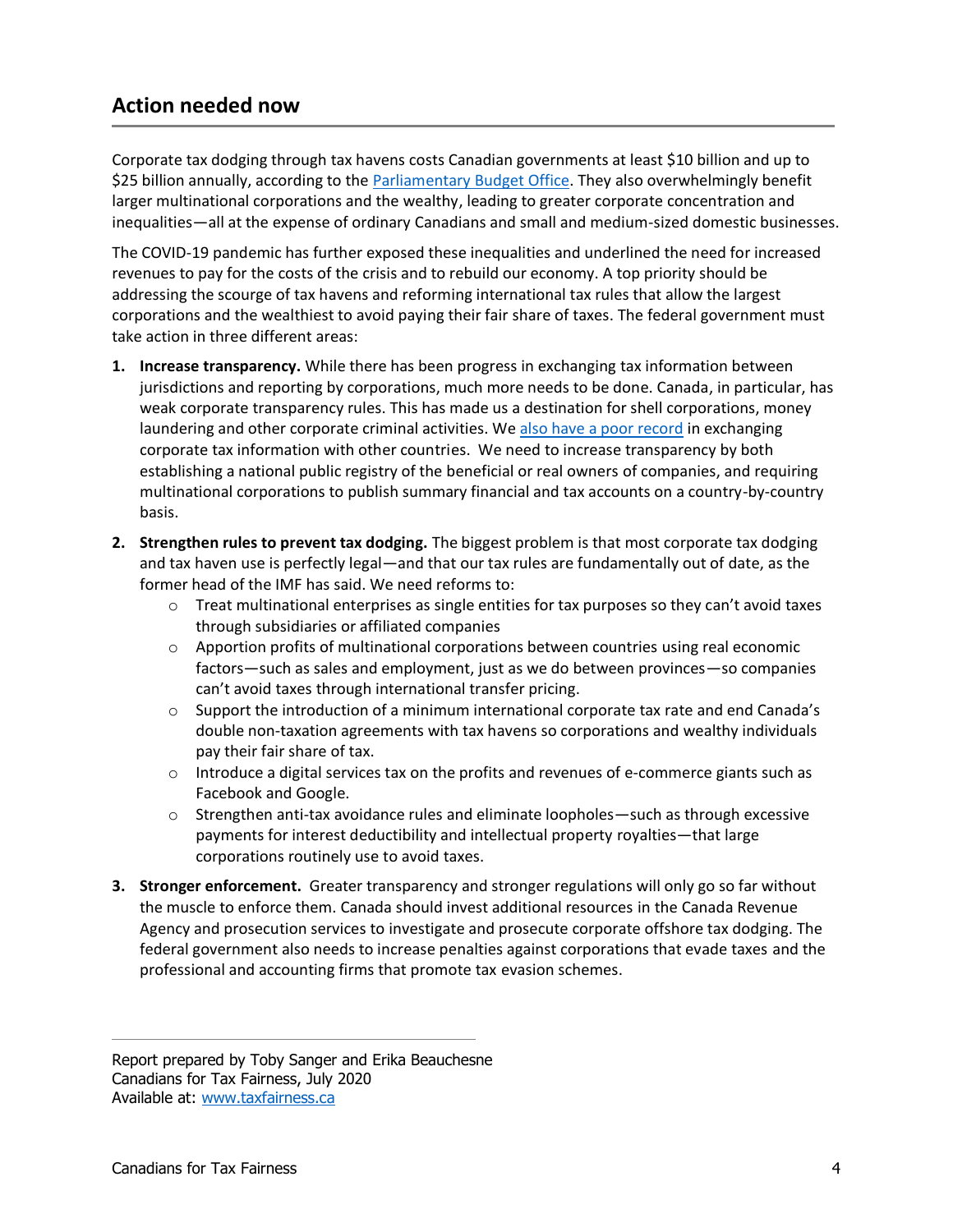## Action needed now

Corporate tax dodging through tax havens costs Canadian governments at least $10 billion and up to $25 billion annually, according to the [Parliamentary Budget Office](). They also overwhelmingly benefit larger multinational corporations and the wealthy, leading to greater corporate concentration and inequalities—all at the expense of ordinary Canadians and small and medium-sized domestic businesses.

The COVID-19 pandemic has further exposed these inequalities and underlined the need for increased revenues to pay for the costs of the crisis and to rebuild our economy. A top priority should be addressing the scourge of tax havens and reforming international tax rules that allow the largest corporations and the wealthiest to avoid paying their fair share of taxes. The federal government must take action in three different areas:

1. **Increase transparency.** While there has been progress in exchanging tax information between jurisdictions and reporting by corporations, much more needs to be done. Canada, in particular, has weak corporate transparency rules. This has made us a destination for shell corporations, money laundering and other corporate criminal activities. We [also have a poor record]() in exchanging corporate tax information with other countries. We need to increase transparency by both establishing a national public registry of the beneficial or real owners of companies, and requiring multinational corporations to publish summary financial and tax accounts on a country-by-country basis.
2. **Strengthen rules to prevent tax dodging.** The biggest problem is that most corporate tax dodging and tax haven use is perfectly legal—and that our tax rules are fundamentally out of date, as the former head of the IMF has said. We need reforms to:
   - Treat multinational enterprises as single entities for tax purposes so they can't avoid taxes through subsidiaries or affiliated companies
   - Apportion profits of multinational corporations between countries using real economic factors—such as sales and employment, just as we do between provinces—so companies can't avoid taxes through international transfer pricing.
   - Support the introduction of a minimum international corporate tax rate and end Canada's double non-taxation agreements with tax havens so corporations and wealthy individuals pay their fair share of tax.
   - Introduce a digital services tax on the profits and revenues of e-commerce giants such as Facebook and Google.
   - Strengthen anti-tax avoidance rules and eliminate loopholes—such as through excessive payments for interest deductibility and intellectual property royalties—that large corporations routinely use to avoid taxes.
3. **Stronger enforcement.** Greater transparency and stronger regulations will only go so far without the muscle to enforce them. Canada should invest additional resources in the Canada Revenue Agency and prosecution services to investigate and prosecute corporate offshore tax dodging. The federal government also needs to increase penalties against corporations that evade taxes and the professional and accounting firms that promote tax evasion schemes.

---

Report prepared by Toby Sanger and Erika Beauchesne
Canadians for Tax Fairness, July 2020
Available at: [www.taxfairness.ca](www.taxfairness.ca)